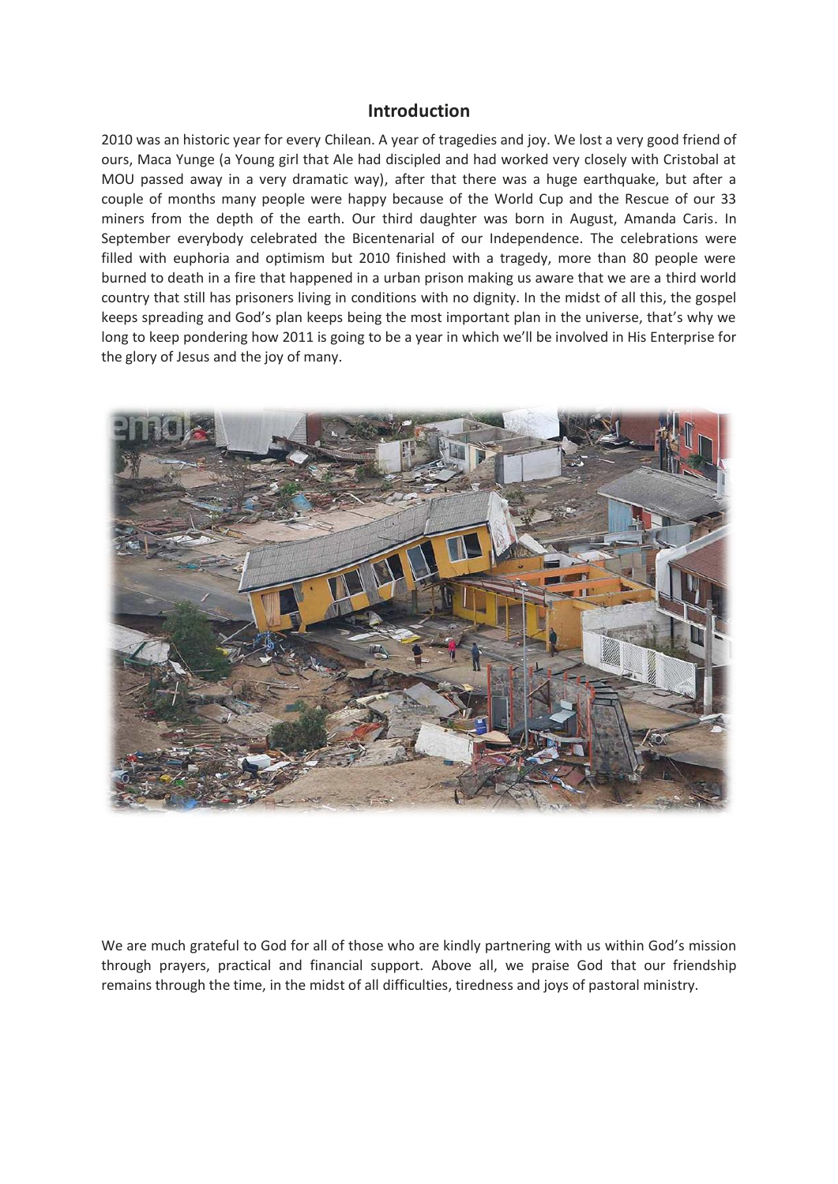## Introduction

2010 was an historic year for every Chilean. A year of tragedies and joy. We lost a very good friend of ours, Maca Yunge (a Young girl that Ale had discipled and had worked very closely with Cristobal at MOU passed away in a very dramatic way), after that there was a huge earthquake, but after a couple of months many people were happy because of the World Cup and the Rescue of our 33 miners from the depth of the earth. Our third daughter was born in August, Amanda Caris. In September everybody celebrated the Bicentenarial of our Independence. The celebrations were filled with euphoria and optimism but 2010 finished with a tragedy, more than 80 people were burned to death in a fire that happened in a urban prison making us aware that we are a third world country that still has prisoners living in conditions with no dignity. In the midst of all this, the gospel keeps spreading and God's plan keeps being the most important plan in the universe, that's why we long to keep pondering how 2011 is going to be a year in which we'll be involved in His Enterprise for the glory of Jesus and the joy of many.

We are much grateful to God for all of those who are kindly partnering with us within God's mission through prayers, practical and financial support. Above all, we praise God that our friendship remains through the time, in the midst of all difficulties, tiredness and joys of pastoral ministry.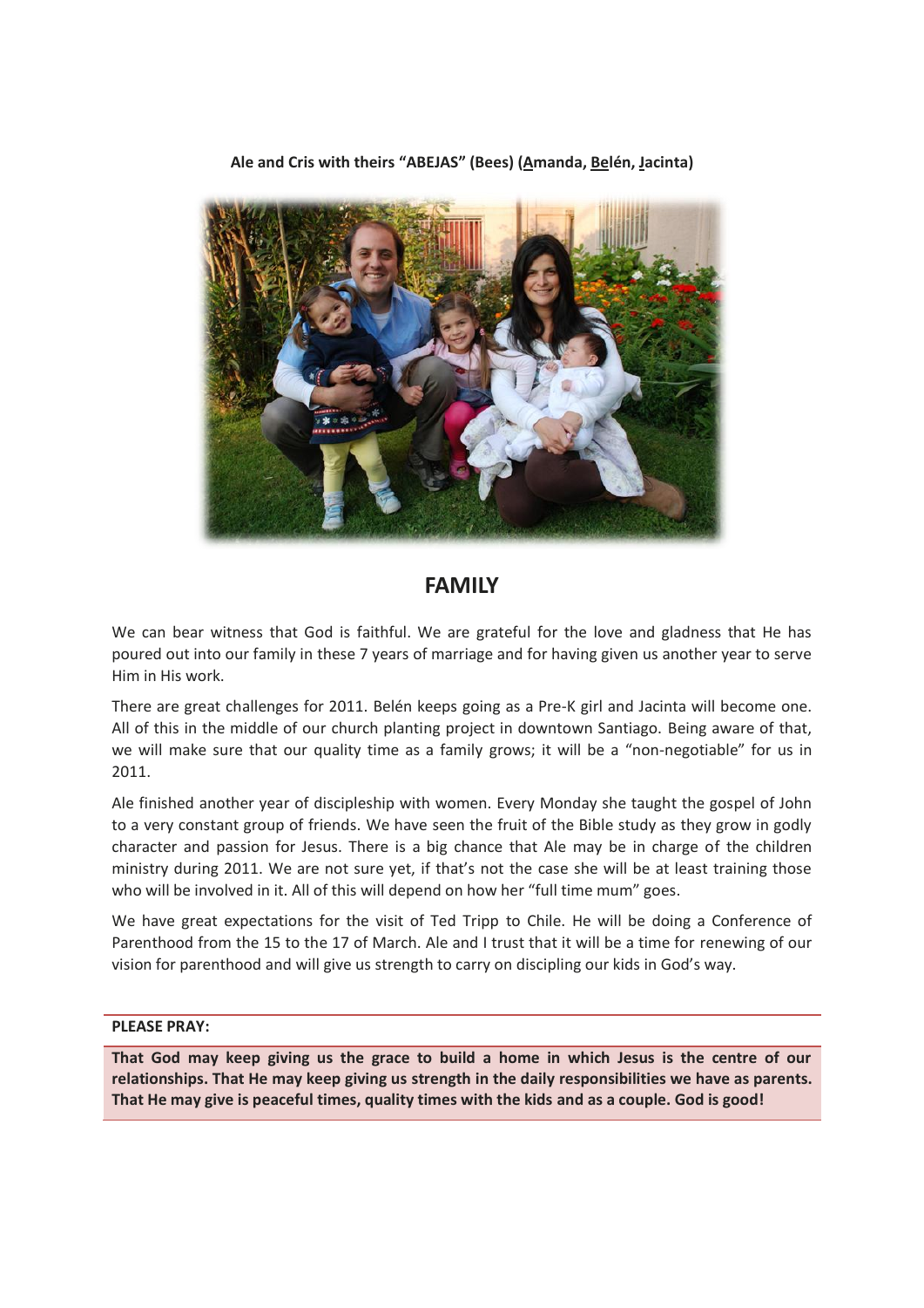**Ale and Cris with theirs "ABEJAS" (Bees) (<u>A</u>manda, <u>Be</u>lén, <u>J</u>acinta)**

## FAMILY

We can bear witness that God is faithful. We are grateful for the love and gladness that He has poured out into our family in these 7 years of marriage and for having given us another year to serve Him in His work.

There are great challenges for 2011. Belén keeps going as a Pre-K girl and Jacinta will become one. All of this in the middle of our church planting project in downtown Santiago. Being aware of that, we will make sure that our quality time as a family grows; it will be a "non-negotiable" for us in 2011.

Ale finished another year of discipleship with women. Every Monday she taught the gospel of John to a very constant group of friends. We have seen the fruit of the Bible study as they grow in godly character and passion for Jesus. There is a big chance that Ale may be in charge of the children ministry during 2011. We are not sure yet, if that's not the case she will be at least training those who will be involved in it. All of this will depend on how her "full time mum" goes.

We have great expectations for the visit of Ted Tripp to Chile. He will be doing a Conference of Parenthood from the 15 to the 17 of March. Ale and I trust that it will be a time for renewing of our vision for parenthood and will give us strength to carry on discipling our kids in God's way.

**PLEASE PRAY:**

**That God may keep giving us the grace to build a home in which Jesus is the centre of our relationships. That He may keep giving us strength in the daily responsibilities we have as parents. That He may give is peaceful times, quality times with the kids and as a couple. God is good!**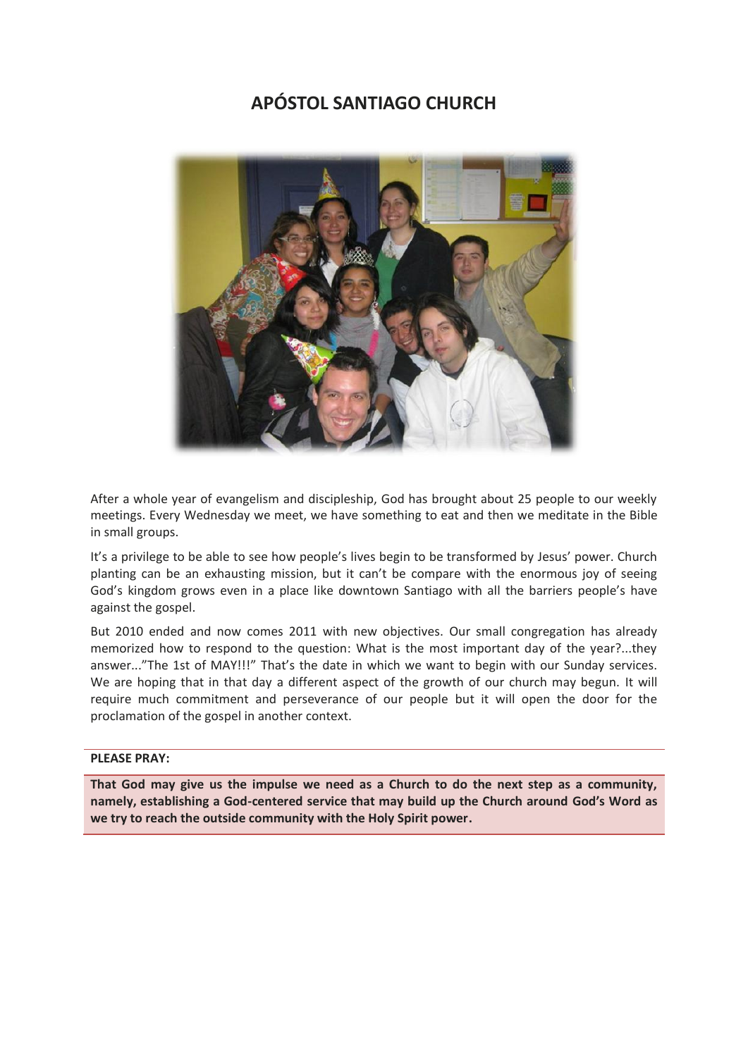# APÓSTOL SANTIAGO CHURCH

After a whole year of evangelism and discipleship, God has brought about 25 people to our weekly meetings. Every Wednesday we meet, we have something to eat and then we meditate in the Bible in small groups.

It's a privilege to be able to see how people's lives begin to be transformed by Jesus' power. Church planting can be an exhausting mission, but it can't be compare with the enormous joy of seeing God's kingdom grows even in a place like downtown Santiago with all the barriers people's have against the gospel.

But 2010 ended and now comes 2011 with new objectives. Our small congregation has already memorized how to respond to the question: What is the most important day of the year?...they answer..."The 1st of MAY!!!" That's the date in which we want to begin with our Sunday services. We are hoping that in that day a different aspect of the growth of our church may begun. It will require much commitment and perseverance of our people but it will open the door for the proclamation of the gospel in another context.

**PLEASE PRAY:**

**That God may give us the impulse we need as a Church to do the next step as a community, namely, establishing a God-centered service that may build up the Church around God's Word as we try to reach the outside community with the Holy Spirit power.**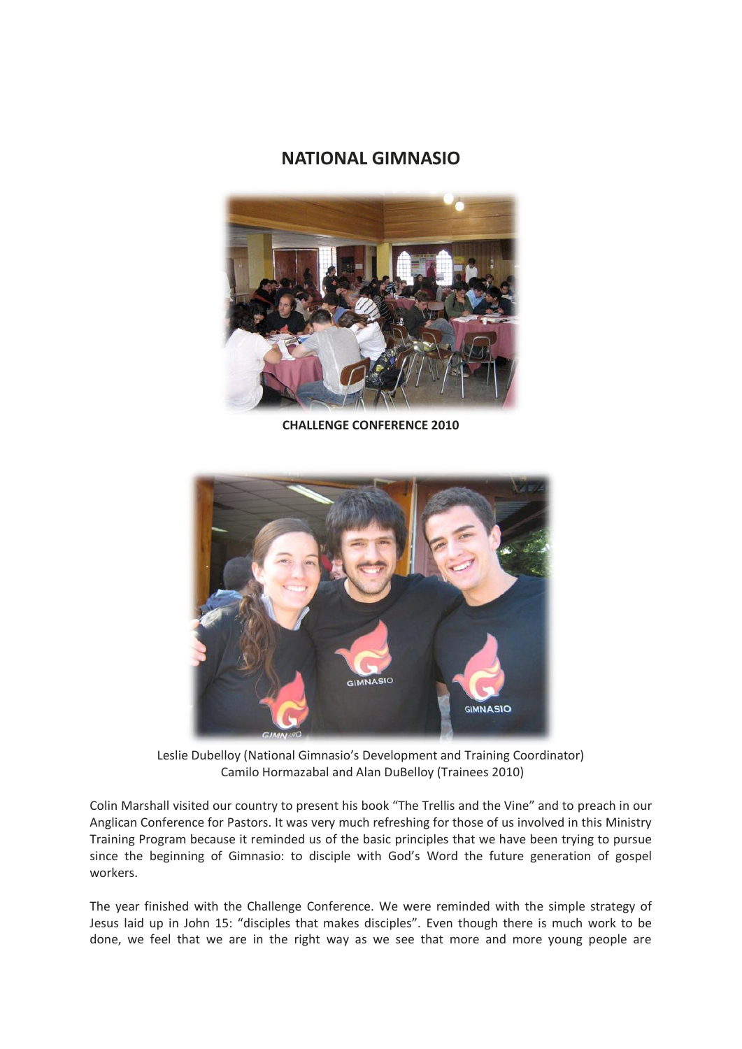# NATIONAL GIMNASIO

**CHALLENGE CONFERENCE 2010**

Leslie Dubelloy (National Gimnasio's Development and Training Coordinator)
Camilo Hormazabal and Alan DuBelloy (Trainees 2010)

Colin Marshall visited our country to present his book "The Trellis and the Vine" and to preach in our Anglican Conference for Pastors. It was very much refreshing for those of us involved in this Ministry Training Program because it reminded us of the basic principles that we have been trying to pursue since the beginning of Gimnasio: to disciple with God's Word the future generation of gospel workers.

The year finished with the Challenge Conference. We were reminded with the simple strategy of Jesus laid up in John 15: "disciples that makes disciples". Even though there is much work to be done, we feel that we are in the right way as we see that more and more young people are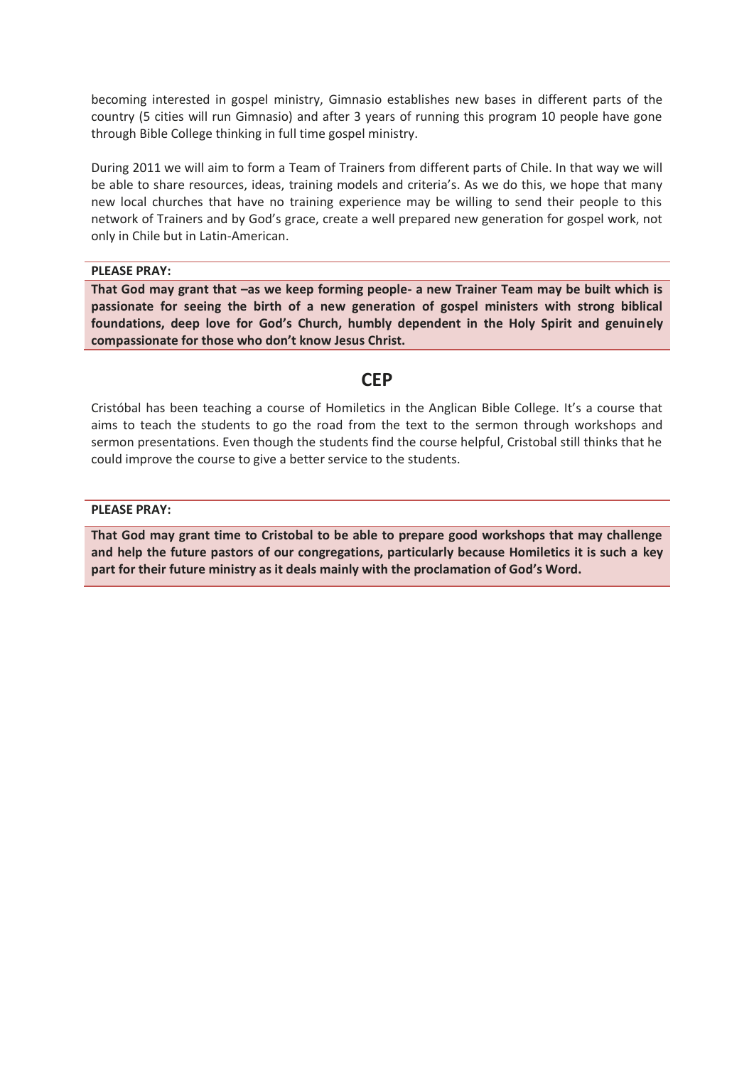becoming interested in gospel ministry, Gimnasio establishes new bases in different parts of the country (5 cities will run Gimnasio) and after 3 years of running this program 10 people have gone through Bible College thinking in full time gospel ministry.

During 2011 we will aim to form a Team of Trainers from different parts of Chile. In that way we will be able to share resources, ideas, training models and criteria's. As we do this, we hope that many new local churches that have no training experience may be willing to send their people to this network of Trainers and by God's grace, create a well prepared new generation for gospel work, not only in Chile but in Latin-American.

**PLEASE PRAY:**

**That God may grant that –as we keep forming people- a new Trainer Team may be built which is passionate for seeing the birth of a new generation of gospel ministers with strong biblical foundations, deep love for God's Church, humbly dependent in the Holy Spirit and genuinely compassionate for those who don't know Jesus Christ.**

## CEP

Cristóbal has been teaching a course of Homiletics in the Anglican Bible College. It's a course that aims to teach the students to go the road from the text to the sermon through workshops and sermon presentations. Even though the students find the course helpful, Cristobal still thinks that he could improve the course to give a better service to the students.

**PLEASE PRAY:**

**That God may grant time to Cristobal to be able to prepare good workshops that may challenge and help the future pastors of our congregations, particularly because Homiletics it is such a key part for their future ministry as it deals mainly with the proclamation of God's Word.**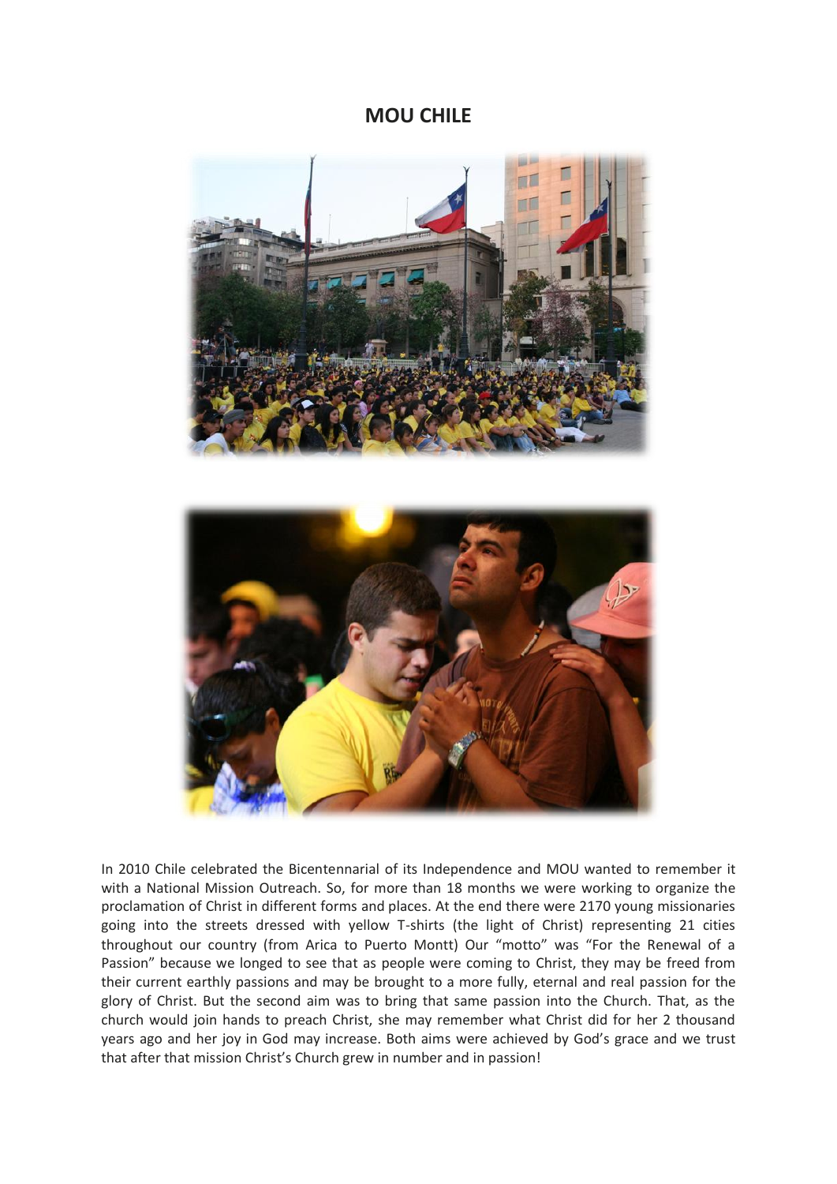# MOU CHILE

In 2010 Chile celebrated the Bicentennarial of its Independence and MOU wanted to remember it with a National Mission Outreach. So, for more than 18 months we were working to organize the proclamation of Christ in different forms and places. At the end there were 2170 young missionaries going into the streets dressed with yellow T-shirts (the light of Christ) representing 21 cities throughout our country (from Arica to Puerto Montt) Our "motto" was "For the Renewal of a Passion" because we longed to see that as people were coming to Christ, they may be freed from their current earthly passions and may be brought to a more fully, eternal and real passion for the glory of Christ. But the second aim was to bring that same passion into the Church. That, as the church would join hands to preach Christ, she may remember what Christ did for her 2 thousand years ago and her joy in God may increase. Both aims were achieved by God's grace and we trust that after that mission Christ's Church grew in number and in passion!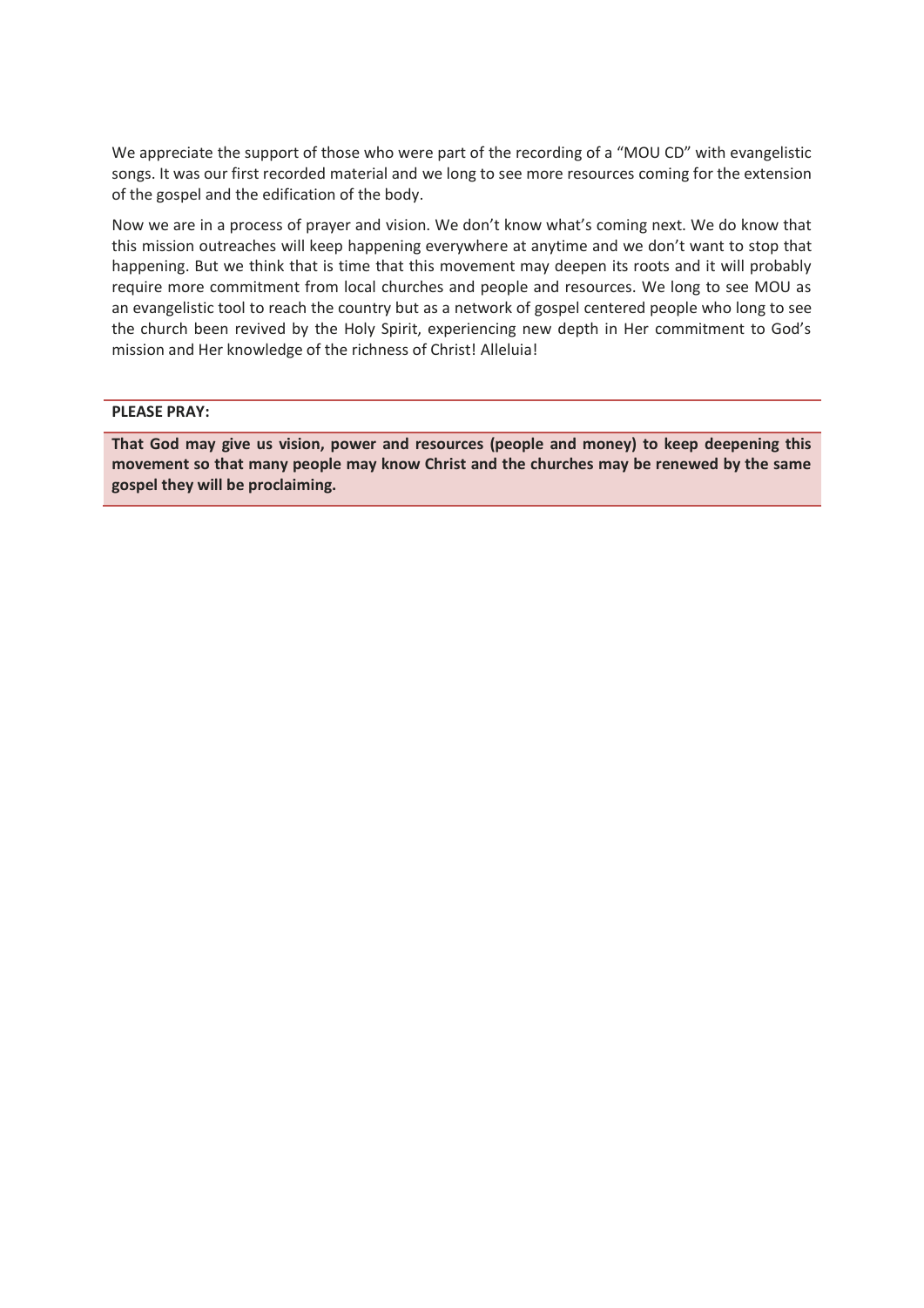We appreciate the support of those who were part of the recording of a "MOU CD" with evangelistic songs. It was our first recorded material and we long to see more resources coming for the extension of the gospel and the edification of the body.

Now we are in a process of prayer and vision. We don't know what's coming next. We do know that this mission outreaches will keep happening everywhere at anytime and we don't want to stop that happening. But we think that is time that this movement may deepen its roots and it will probably require more commitment from local churches and people and resources. We long to see MOU as an evangelistic tool to reach the country but as a network of gospel centered people who long to see the church been revived by the Holy Spirit, experiencing new depth in Her commitment to God's mission and Her knowledge of the richness of Christ! Alleluia!

**PLEASE PRAY:**

**That God may give us vision, power and resources (people and money) to keep deepening this movement so that many people may know Christ and the churches may be renewed by the same gospel they will be proclaiming.**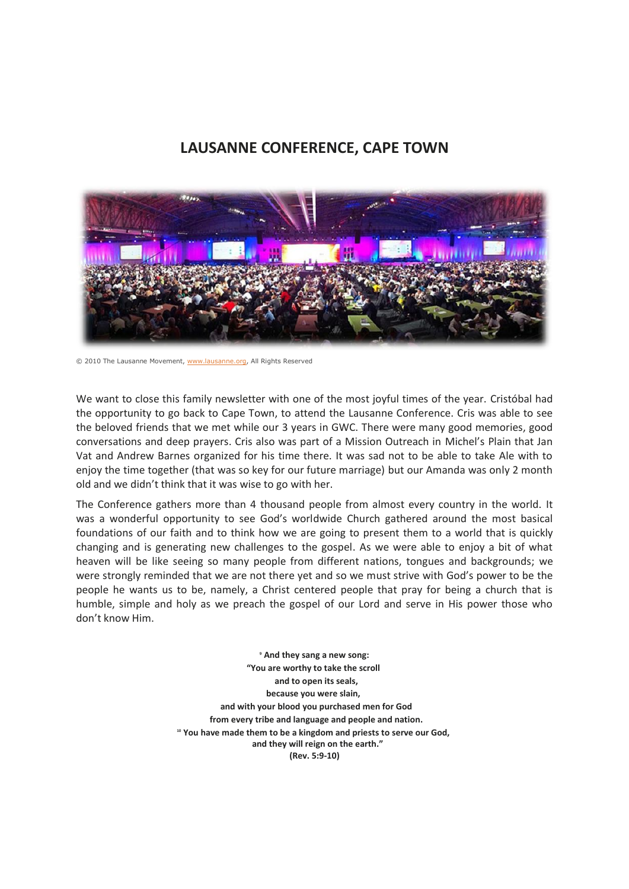# LAUSANNE CONFERENCE, CAPE TOWN

© 2010 The Lausanne Movement, www.lausanne.org, All Rights Reserved

We want to close this family newsletter with one of the most joyful times of the year. Cristóbal had the opportunity to go back to Cape Town, to attend the Lausanne Conference. Cris was able to see the beloved friends that we met while our 3 years in GWC. There were many good memories, good conversations and deep prayers. Cris also was part of a Mission Outreach in Michel's Plain that Jan Vat and Andrew Barnes organized for his time there. It was sad not to be able to take Ale with to enjoy the time together (that was so key for our future marriage) but our Amanda was only 2 month old and we didn't think that it was wise to go with her.

The Conference gathers more than 4 thousand people from almost every country in the world. It was a wonderful opportunity to see God's worldwide Church gathered around the most basical foundations of our faith and to think how we are going to present them to a world that is quickly changing and is generating new challenges to the gospel. As we were able to enjoy a bit of what heaven will be like seeing so many people from different nations, tongues and backgrounds; we were strongly reminded that we are not there yet and so we must strive with God's power to be the people he wants us to be, namely, a Christ centered people that pray for being a church that is humble, simple and holy as we preach the gospel of our Lord and serve in His power those who don't know Him.

**[9] And they sang a new song:**
**"You are worthy to take the scroll**
**and to open its seals,**
**because you were slain,**
**and with your blood you purchased men for God**
**from every tribe and language and people and nation.**
**[10] You have made them to be a kingdom and priests to serve our God,**
**and they will reign on the earth."**
**(Rev. 5:9-10)**